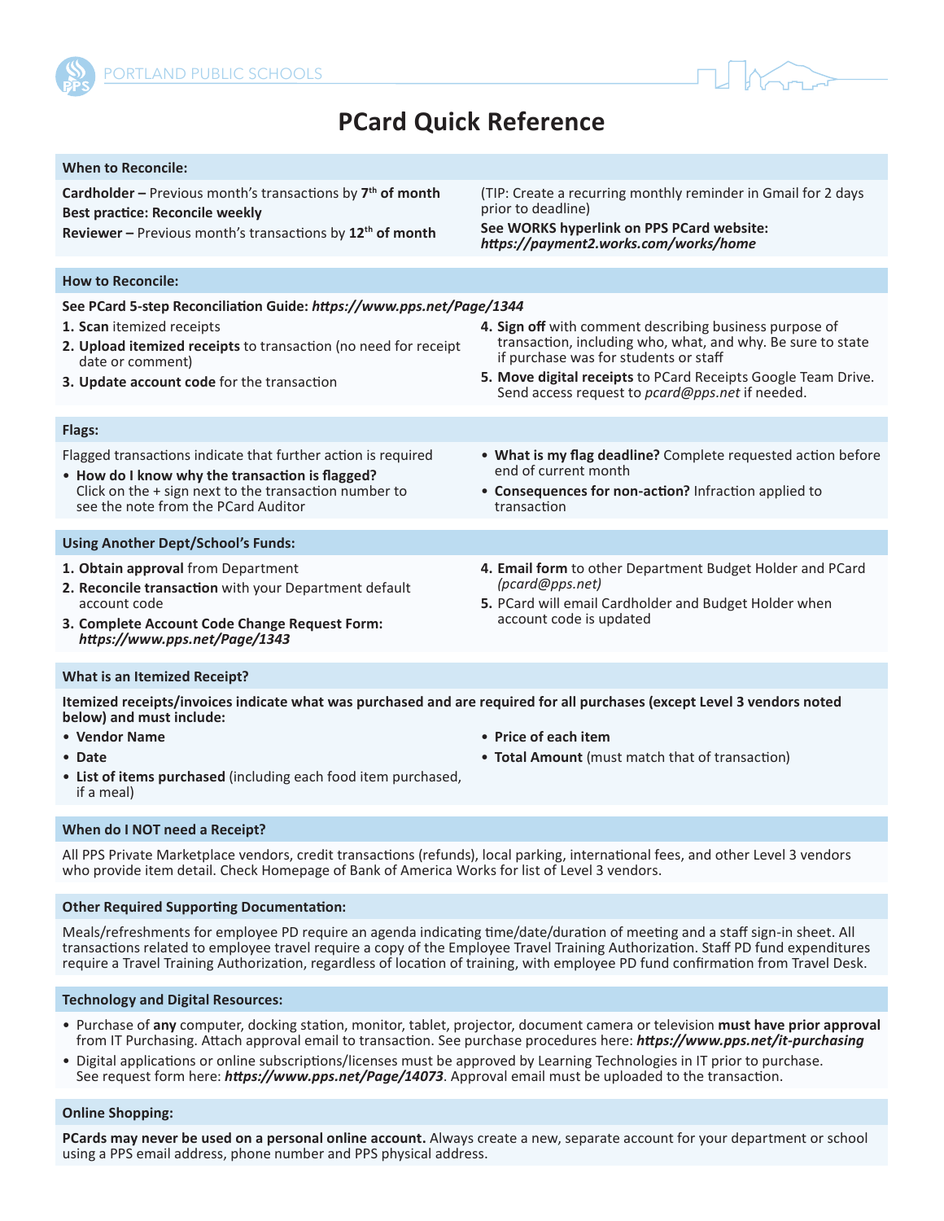PORTLAND PUBLIC SCHOOLS

# PCard Quick Reference

## When to Reconcile:

**Cardholder –** Previous month's transactions by **7th of month**
**Best practice: Reconcile weekly**
**Reviewer –** Previous month's transactions by **12th of month**

(TIP: Create a recurring monthly reminder in Gmail for 2 days prior to deadline)
**See WORKS hyperlink on PPS PCard website:** ***https://payment2.works.com/works/home***

## How to Reconcile:

**See PCard 5-step Reconciliation Guide:** ***https://www.pps.net/Page/1344***

1. **Scan** itemized receipts
2. **Upload itemized receipts** to transaction (no need for receipt date or comment)
3. **Update account code** for the transaction
4. **Sign off** with comment describing business purpose of transaction, including who, what, and why. Be sure to state if purchase was for students or staff
5. **Move digital receipts** to PCard Receipts Google Team Drive. Send access request to *pcard@pps.net* if needed.

## Flags:

Flagged transactions indicate that further action is required

- **How do I know why the transaction is flagged?** Click on the + sign next to the transaction number to see the note from the PCard Auditor
- **What is my flag deadline?** Complete requested action before end of current month
- **Consequences for non-action?** Infraction applied to transaction

## Using Another Dept/School's Funds:

1. **Obtain approval** from Department
2. **Reconcile transaction** with your Department default account code
3. **Complete Account Code Change Request Form:** ***https://www.pps.net/Page/1343***
4. **Email form** to other Department Budget Holder and PCard *(pcard@pps.net)*
5. PCard will email Cardholder and Budget Holder when account code is updated

## What is an Itemized Receipt?

**Itemized receipts/invoices indicate what was purchased and are required for all purchases (except Level 3 vendors noted below) and must include:**

- **Vendor Name**
- **Date**
- **List of items purchased** (including each food item purchased, if a meal)
- **Price of each item**
- **Total Amount** (must match that of transaction)

## When do I NOT need a Receipt?

All PPS Private Marketplace vendors, credit transactions (refunds), local parking, international fees, and other Level 3 vendors who provide item detail. Check Homepage of Bank of America Works for list of Level 3 vendors.

## Other Required Supporting Documentation:

Meals/refreshments for employee PD require an agenda indicating time/date/duration of meeting and a staff sign-in sheet. All transactions related to employee travel require a copy of the Employee Travel Training Authorization. Staff PD fund expenditures require a Travel Training Authorization, regardless of location of training, with employee PD fund confirmation from Travel Desk.

## Technology and Digital Resources:

- Purchase of **any** computer, docking station, monitor, tablet, projector, document camera or television **must have prior approval** from IT Purchasing. Attach approval email to transaction. See purchase procedures here: ***https://www.pps.net/it-purchasing***
- Digital applications or online subscriptions/licenses must be approved by Learning Technologies in IT prior to purchase. See request form here: ***https://www.pps.net/Page/14073***. Approval email must be uploaded to the transaction.

## Online Shopping:

**PCards may never be used on a personal online account.** Always create a new, separate account for your department or school using a PPS email address, phone number and PPS physical address.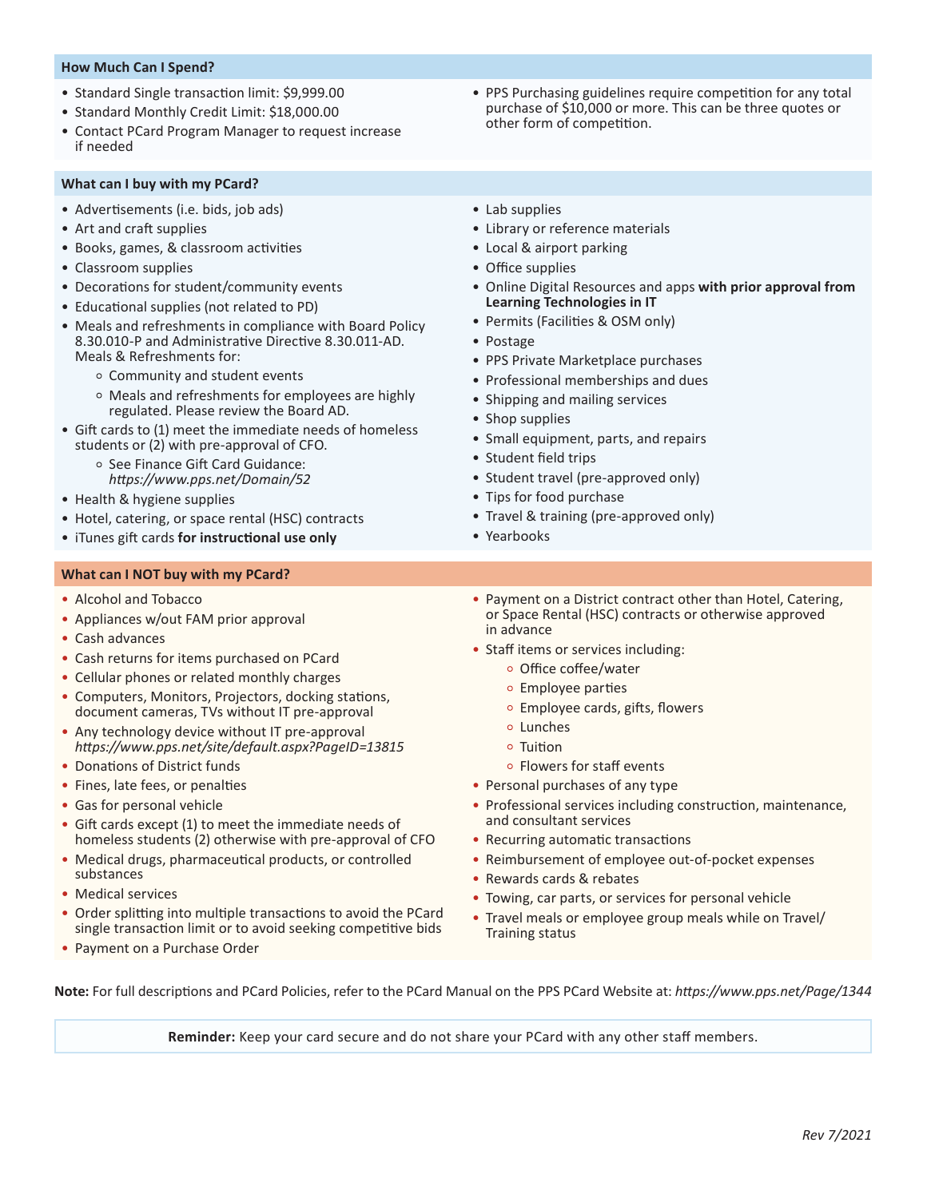## How Much Can I Spend?

- Standard Single transaction limit: $9,999.00
- Standard Monthly Credit Limit: $18,000.00
- Contact PCard Program Manager to request increase if needed
- PPS Purchasing guidelines require competition for any total purchase of $10,000 or more. This can be three quotes or other form of competition.

## What can I buy with my PCard?

- Advertisements (i.e. bids, job ads)
- Art and craft supplies
- Books, games, & classroom activities
- Classroom supplies
- Decorations for student/community events
- Educational supplies (not related to PD)
- Meals and refreshments in compliance with Board Policy 8.30.010-P and Administrative Directive 8.30.011-AD. Meals & Refreshments for:
  - Community and student events
  - Meals and refreshments for employees are highly regulated. Please review the Board AD.
- Gift cards to (1) meet the immediate needs of homeless students or (2) with pre-approval of CFO.
  - See Finance Gift Card Guidance: *https://www.pps.net/Domain/52*
- Health & hygiene supplies
- Hotel, catering, or space rental (HSC) contracts
- iTunes gift cards **for instructional use only**
- Lab supplies
- Library or reference materials
- Local & airport parking
- Office supplies
- Online Digital Resources and apps **with prior approval from Learning Technologies in IT**
- Permits (Facilities & OSM only)
- Postage
- PPS Private Marketplace purchases
- Professional memberships and dues
- Shipping and mailing services
- Shop supplies
- Small equipment, parts, and repairs
- Student field trips
- Student travel (pre-approved only)
- Tips for food purchase
- Travel & training (pre-approved only)
- Yearbooks

## What can I NOT buy with my PCard?

- Alcohol and Tobacco
- Appliances w/out FAM prior approval
- Cash advances
- Cash returns for items purchased on PCard
- Cellular phones or related monthly charges
- Computers, Monitors, Projectors, docking stations, document cameras, TVs without IT pre-approval
- Any technology device without IT pre-approval *https://www.pps.net/site/default.aspx?PageID=13815*
- Donations of District funds
- Fines, late fees, or penalties
- Gas for personal vehicle
- Gift cards except (1) to meet the immediate needs of homeless students (2) otherwise with pre-approval of CFO
- Medical drugs, pharmaceutical products, or controlled substances
- Medical services
- Order splitting into multiple transactions to avoid the PCard single transaction limit or to avoid seeking competitive bids
- Payment on a Purchase Order
- Payment on a District contract other than Hotel, Catering, or Space Rental (HSC) contracts or otherwise approved in advance
- Staff items or services including:
  - Office coffee/water
  - Employee parties
  - Employee cards, gifts, flowers
  - Lunches
  - Tuition
  - Flowers for staff events
- Personal purchases of any type
- Professional services including construction, maintenance, and consultant services
- Recurring automatic transactions
- Reimbursement of employee out-of-pocket expenses
- Rewards cards & rebates
- Towing, car parts, or services for personal vehicle
- Travel meals or employee group meals while on Travel/Training status

**Note:** For full descriptions and PCard Policies, refer to the PCard Manual on the PPS PCard Website at: *https://www.pps.net/Page/1344*

**Reminder:** Keep your card secure and do not share your PCard with any other staff members.

*Rev 7/2021*